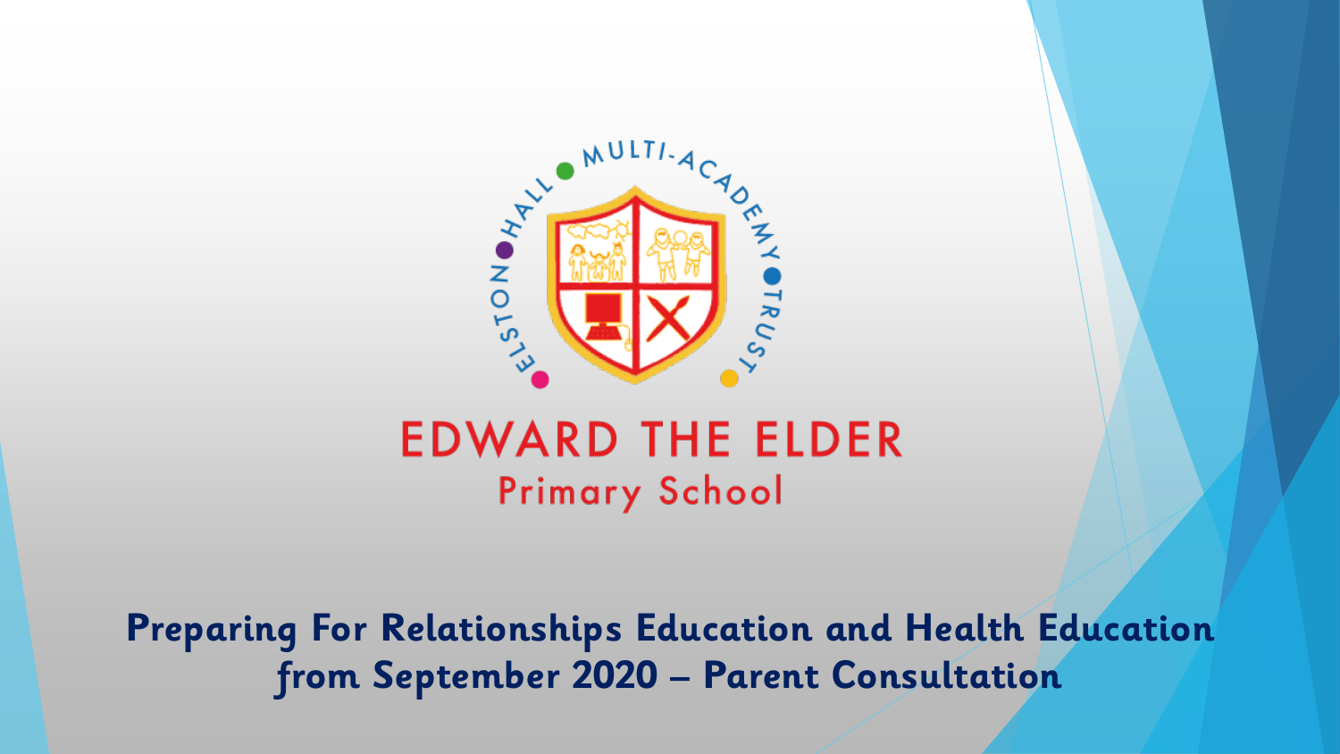ELSTON HALL MULTI-ACADEMY TRUST

# EDWARD THE ELDER
## Primary School

**Preparing For Relationships Education and Health Education from September 2020 – Parent Consultation**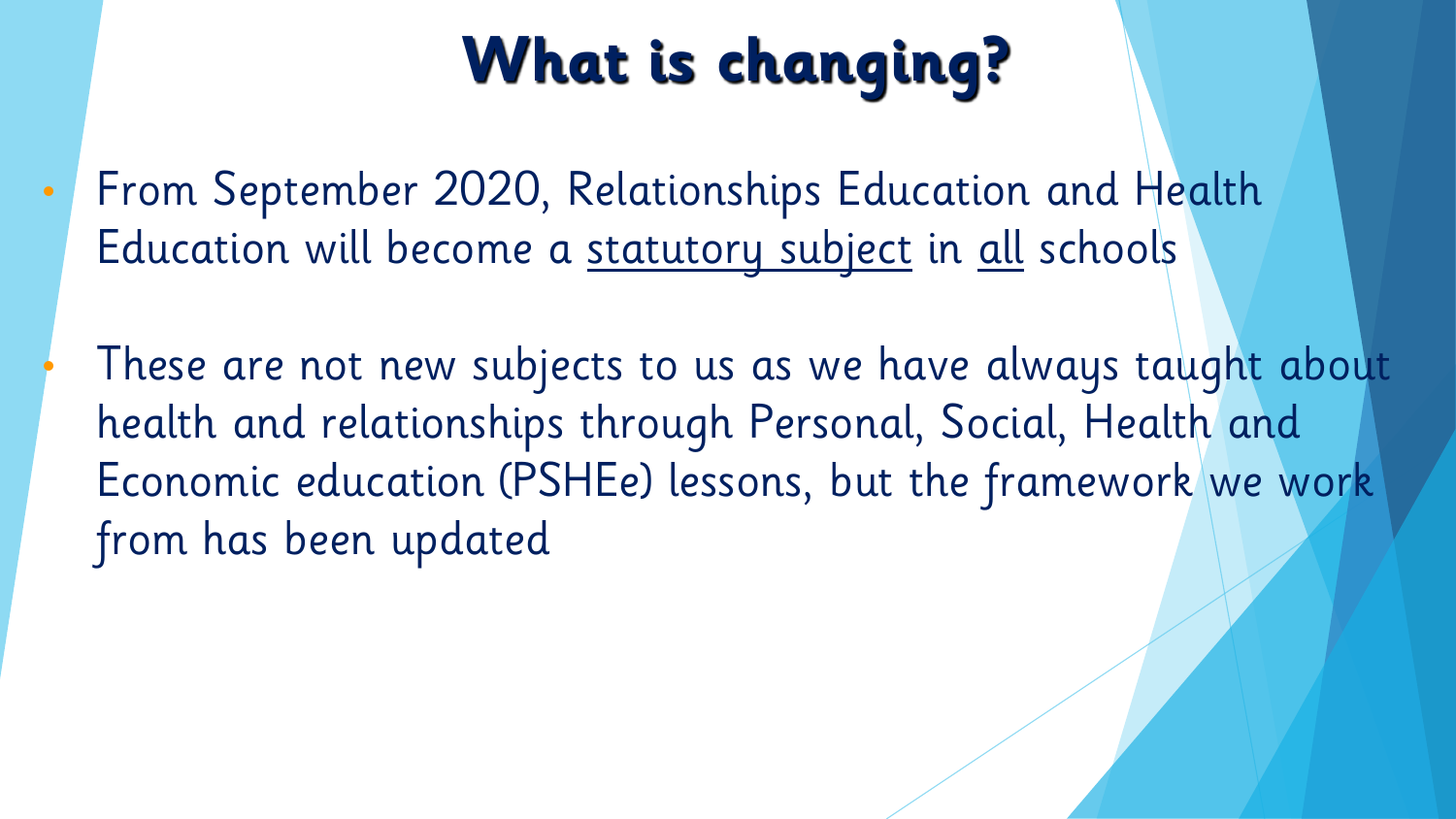# What is changing?

- From September 2020, Relationships Education and Health Education will become a <u>statutory subject</u> in <u>all</u> schools
- These are not new subjects to us as we have always taught about health and relationships through Personal, Social, Health and Economic education (PSHEe) lessons, but the framework we work from has been updated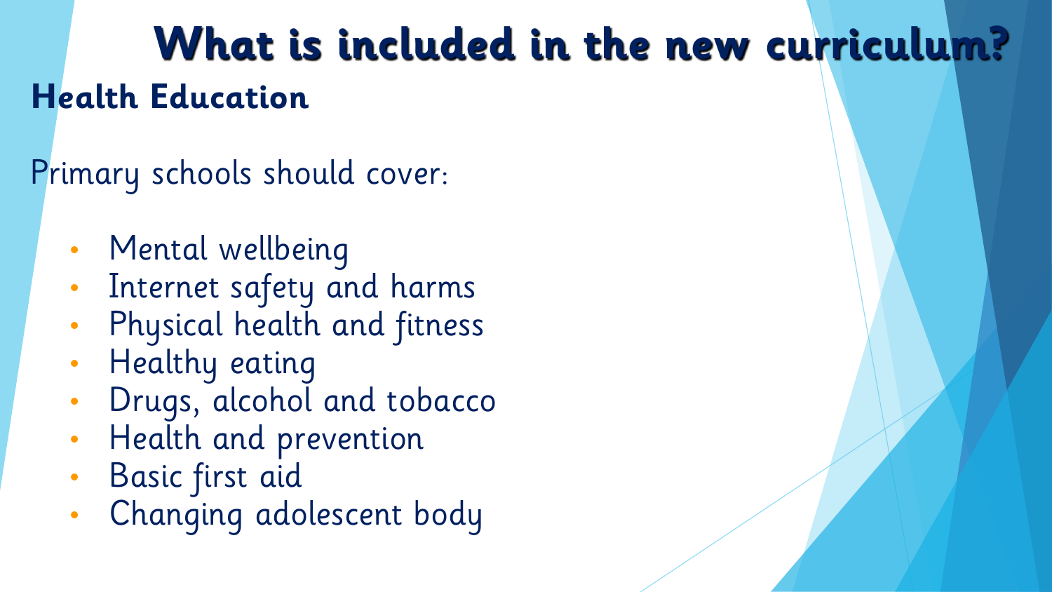# What is included in the new curriculum?

## Health Education

Primary schools should cover:

- Mental wellbeing
- Internet safety and harms
- Physical health and fitness
- Healthy eating
- Drugs, alcohol and tobacco
- Health and prevention
- Basic first aid
- Changing adolescent body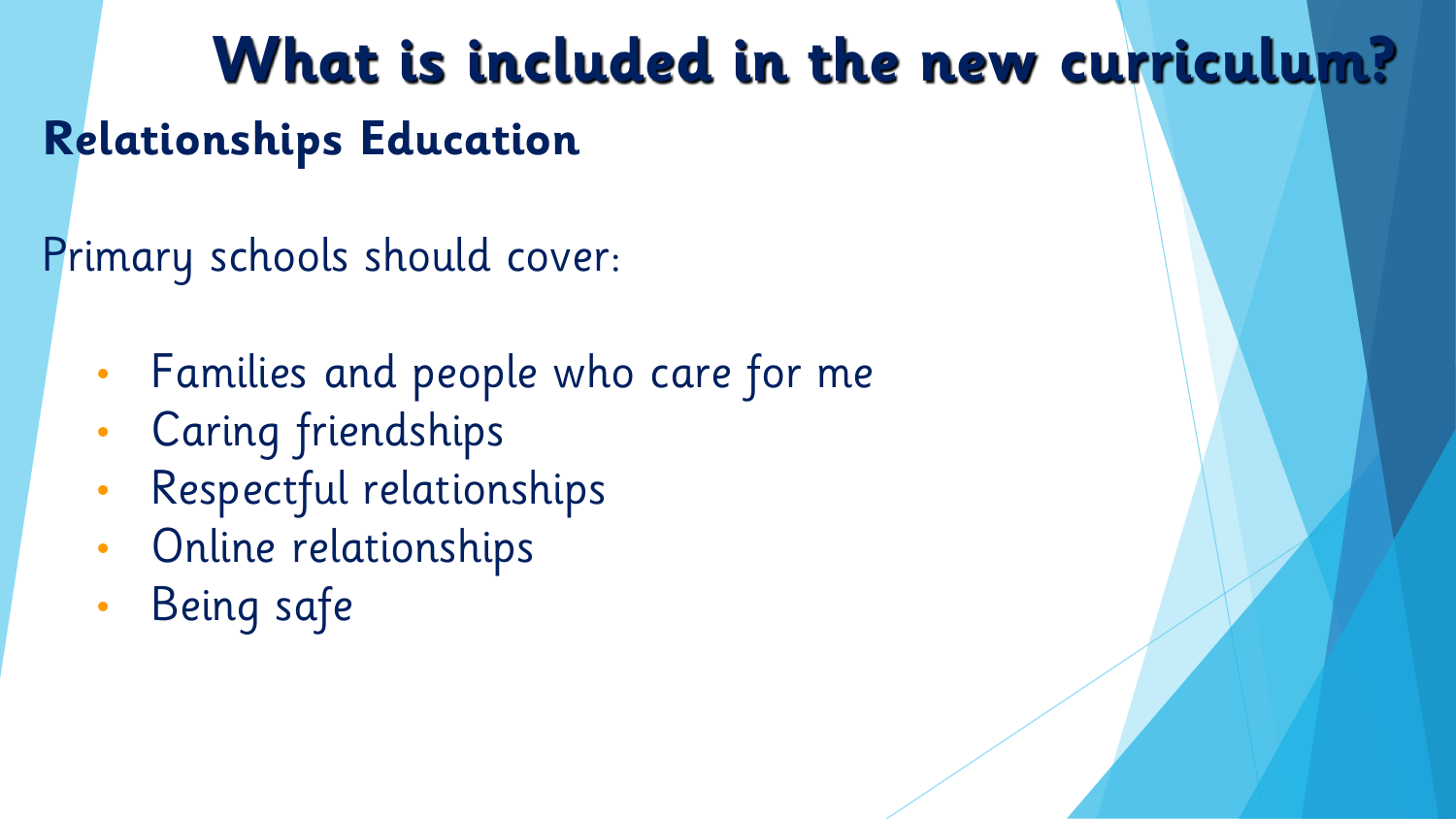# What is included in the new curriculum?

## Relationships Education

Primary schools should cover:

- Families and people who care for me
- Caring friendships
- Respectful relationships
- Online relationships
- Being safe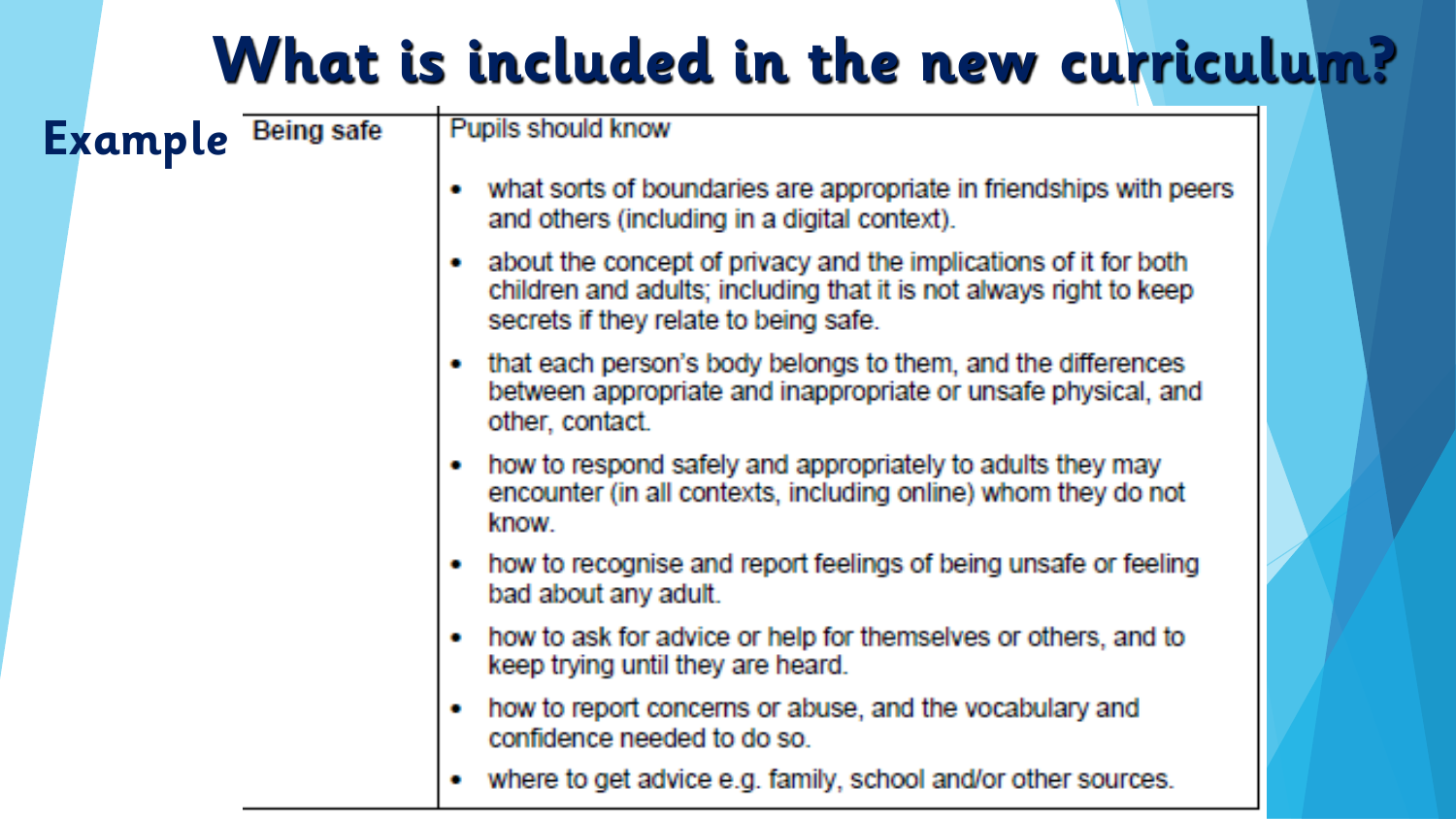# What is included in the new curriculum?

**Example**

| Being safe | Pupils should know |
|---|---|
| | • what sorts of boundaries are appropriate in friendships with peers and others (including in a digital context).<br>• about the concept of privacy and the implications of it for both children and adults; including that it is not always right to keep secrets if they relate to being safe.<br>• that each person's body belongs to them, and the differences between appropriate and inappropriate or unsafe physical, and other, contact.<br>• how to respond safely and appropriately to adults they may encounter (in all contexts, including online) whom they do not know.<br>• how to recognise and report feelings of being unsafe or feeling bad about any adult.<br>• how to ask for advice or help for themselves or others, and to keep trying until they are heard.<br>• how to report concerns or abuse, and the vocabulary and confidence needed to do so.<br>• where to get advice e.g. family, school and/or other sources. |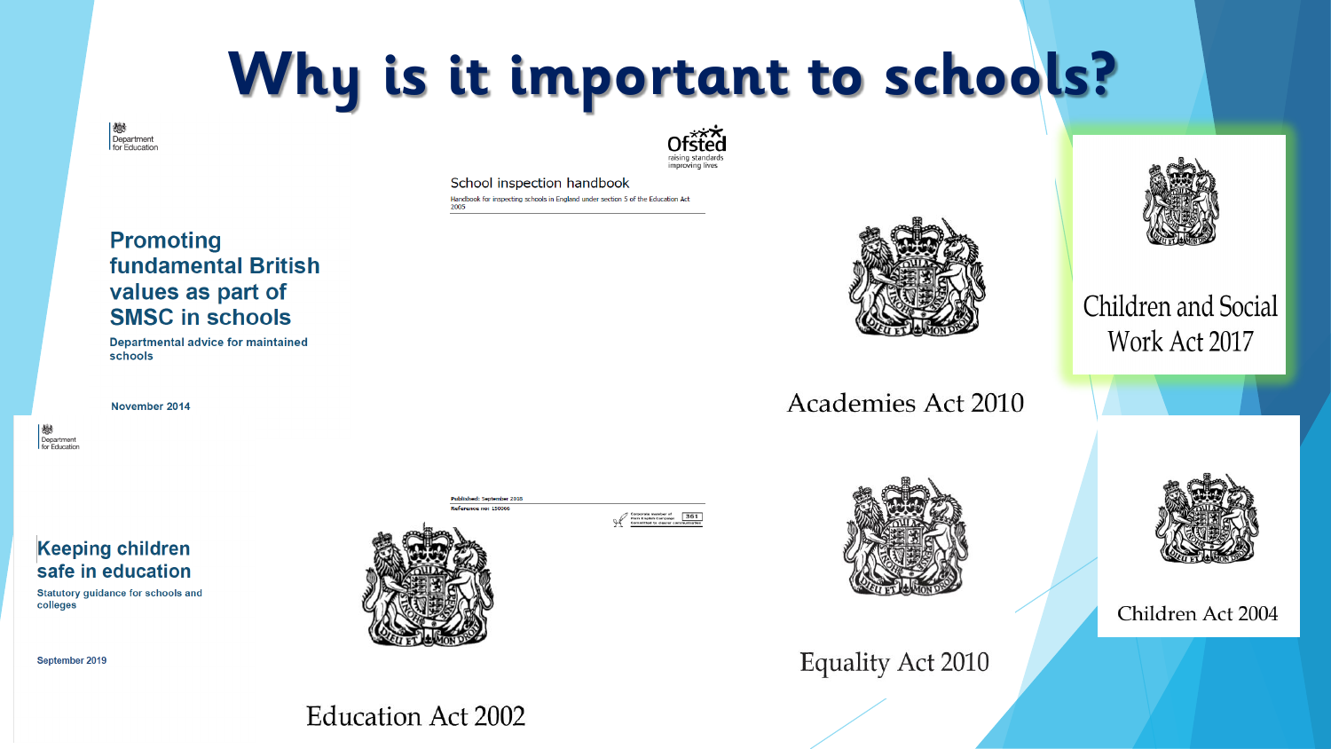# Why is it important to schools?

Department for Education

**Promoting fundamental British values as part of SMSC in schools**

Departmental advice for maintained schools

November 2014

Ofsted
raising standards
improving lives

School inspection handbook

Handbook for inspecting schools in England under section 5 of the Education Act 2005

Published: September 2018
Reference no: 150066

Academies Act 2010

Children and Social Work Act 2017

Department for Education

**Keeping children safe in education**

Statutory guidance for schools and colleges

September 2019

Education Act 2002

Equality Act 2010

Children Act 2004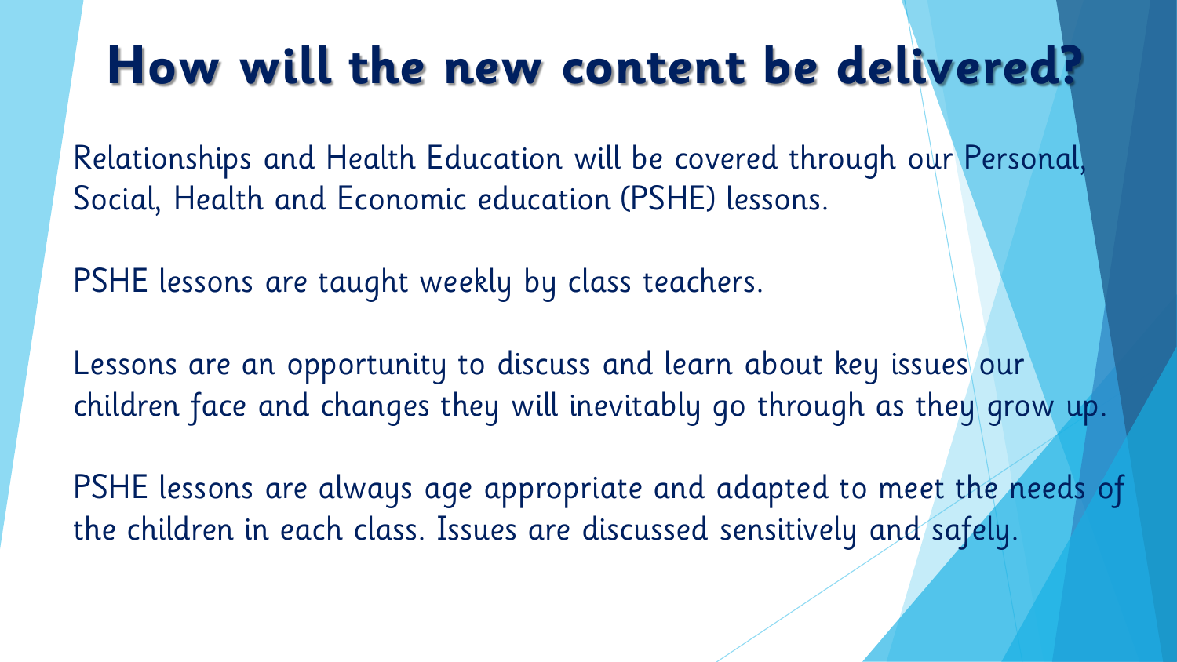# How will the new content be delivered?

Relationships and Health Education will be covered through our Personal, Social, Health and Economic education (PSHE) lessons.

PSHE lessons are taught weekly by class teachers.

Lessons are an opportunity to discuss and learn about key issues our children face and changes they will inevitably go through as they grow up.

PSHE lessons are always age appropriate and adapted to meet the needs of the children in each class. Issues are discussed sensitively and safely.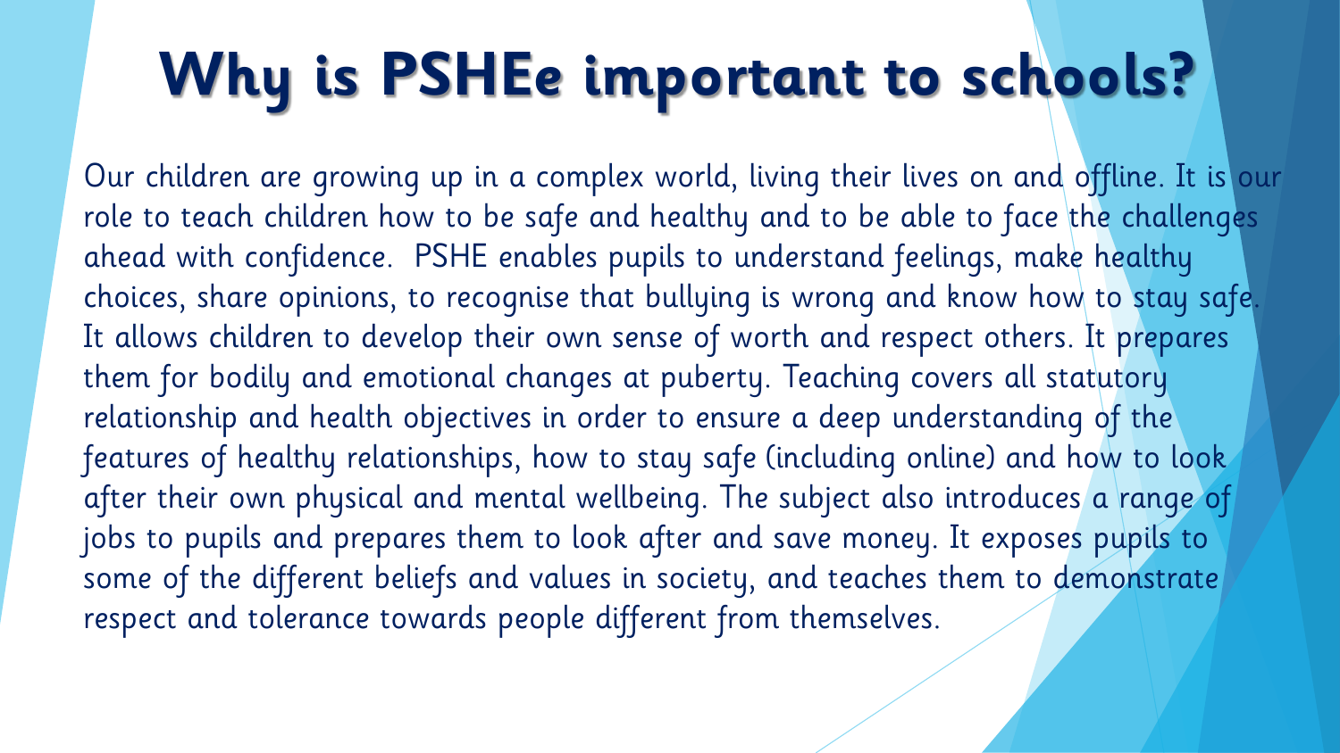# Why is PSHEe important to schools?

Our children are growing up in a complex world, living their lives on and offline. It is our role to teach children how to be safe and healthy and to be able to face the challenges ahead with confidence. PSHE enables pupils to understand feelings, make healthy choices, share opinions, to recognise that bullying is wrong and know how to stay safe. It allows children to develop their own sense of worth and respect others. It prepares them for bodily and emotional changes at puberty. Teaching covers all statutory relationship and health objectives in order to ensure a deep understanding of the features of healthy relationships, how to stay safe (including online) and how to look after their own physical and mental wellbeing. The subject also introduces a range of jobs to pupils and prepares them to look after and save money. It exposes pupils to some of the different beliefs and values in society, and teaches them to demonstrate respect and tolerance towards people different from themselves.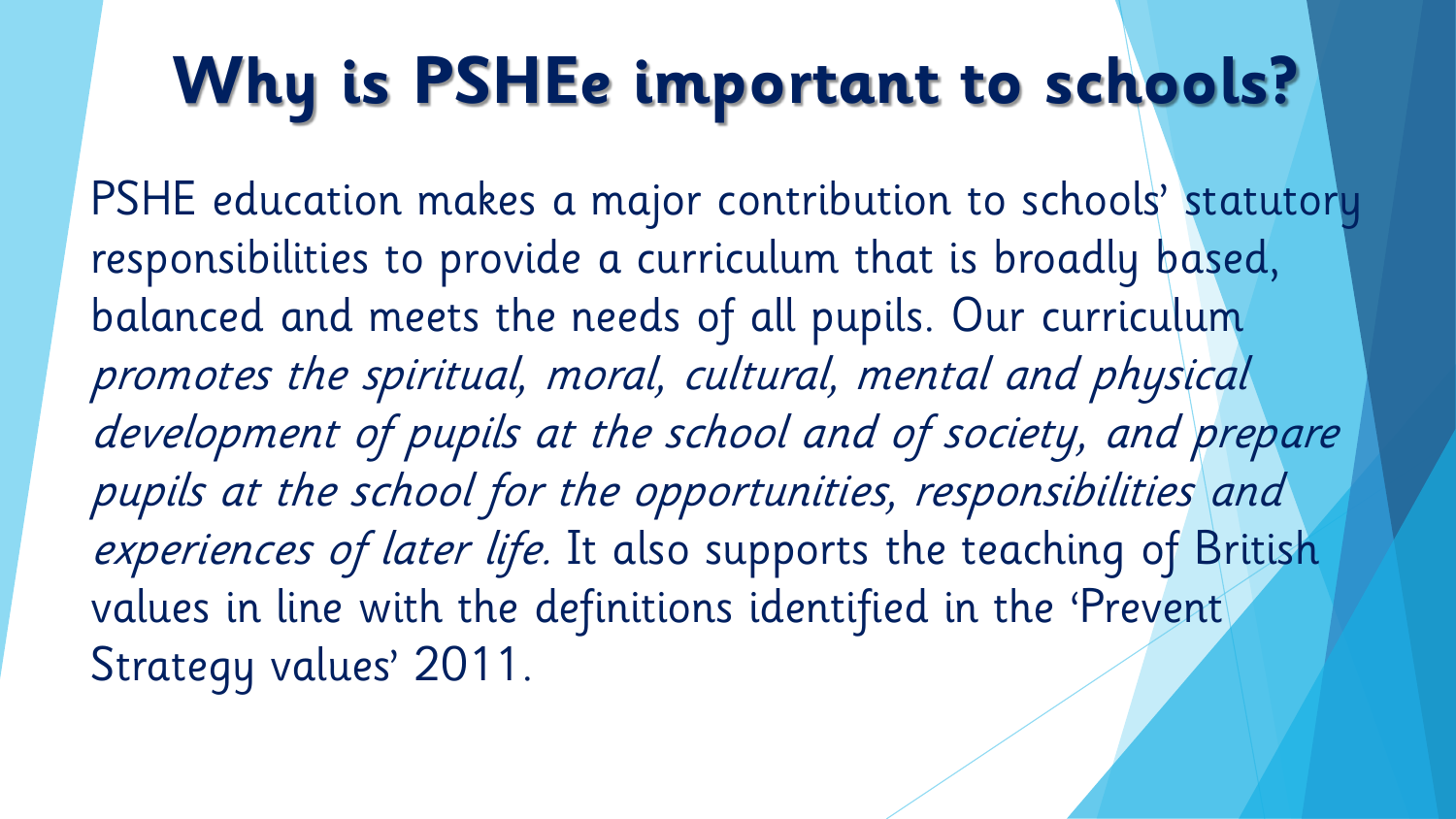# Why is PSHEe important to schools?

PSHE education makes a major contribution to schools' statutory responsibilities to provide a curriculum that is broadly based, balanced and meets the needs of all pupils. Our curriculum *promotes the spiritual, moral, cultural, mental and physical development of pupils at the school and of society, and prepare pupils at the school for the opportunities, responsibilities and experiences of later life.* It also supports the teaching of British values in line with the definitions identified in the 'Prevent Strategy values' 2011.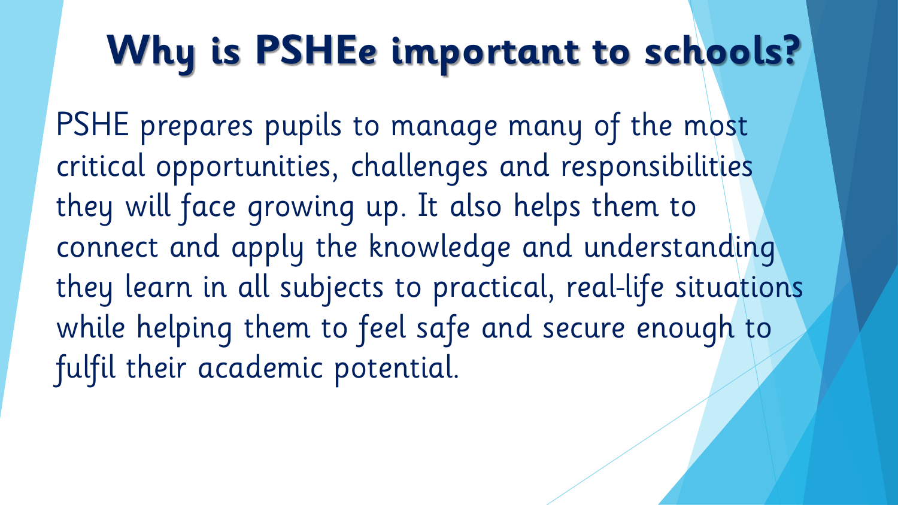# Why is PSHEe important to schools?

PSHE prepares pupils to manage many of the most critical opportunities, challenges and responsibilities they will face growing up. It also helps them to connect and apply the knowledge and understanding they learn in all subjects to practical, real-life situations while helping them to feel safe and secure enough to fulfil their academic potential.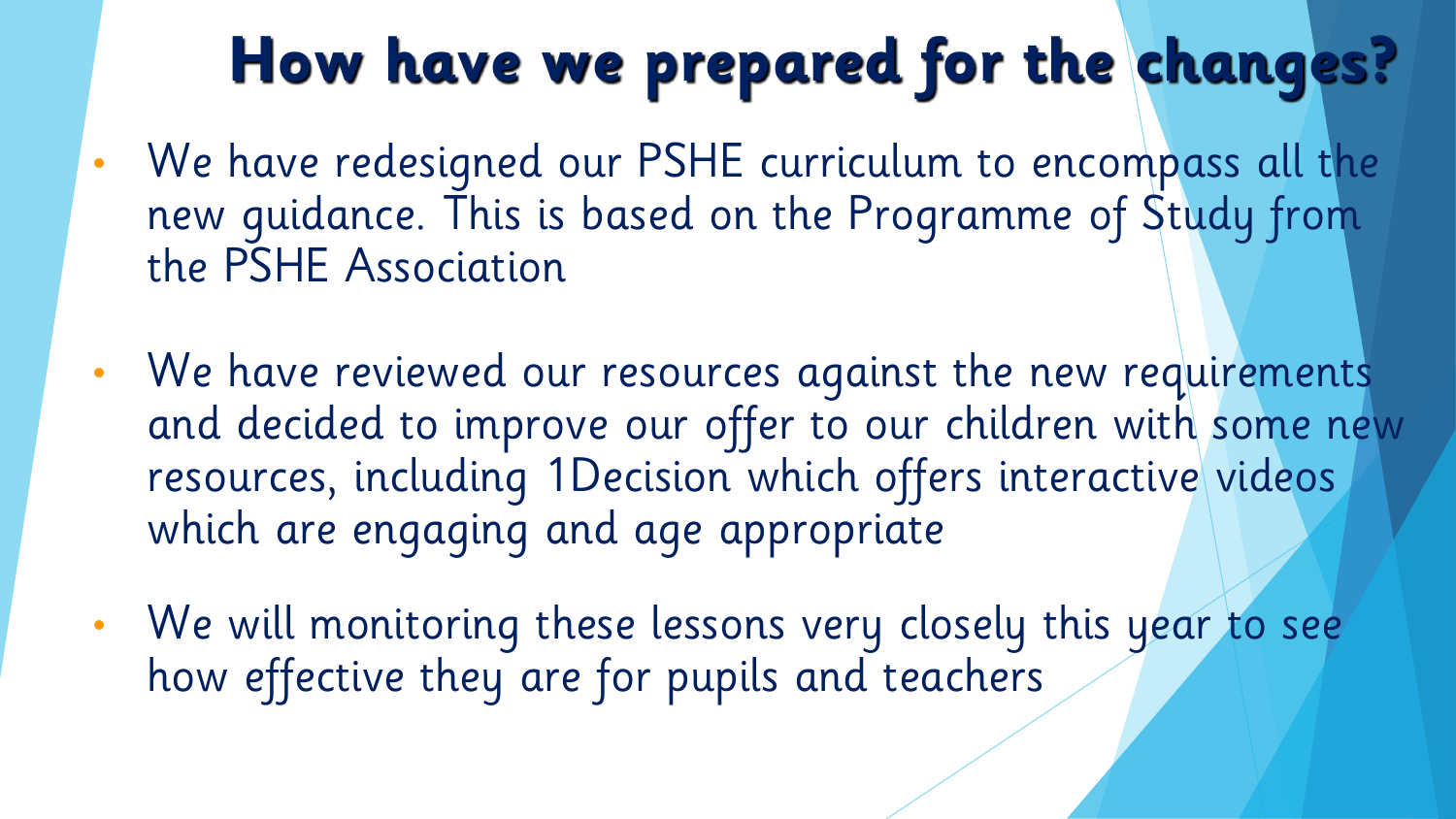# How have we prepared for the changes?

- We have redesigned our PSHE curriculum to encompass all the new guidance. This is based on the Programme of Study from the PSHE Association
- We have reviewed our resources against the new requirements and decided to improve our offer to our children with some new resources, including 1Decision which offers interactive videos which are engaging and age appropriate
- We will monitoring these lessons very closely this year to see how effective they are for pupils and teachers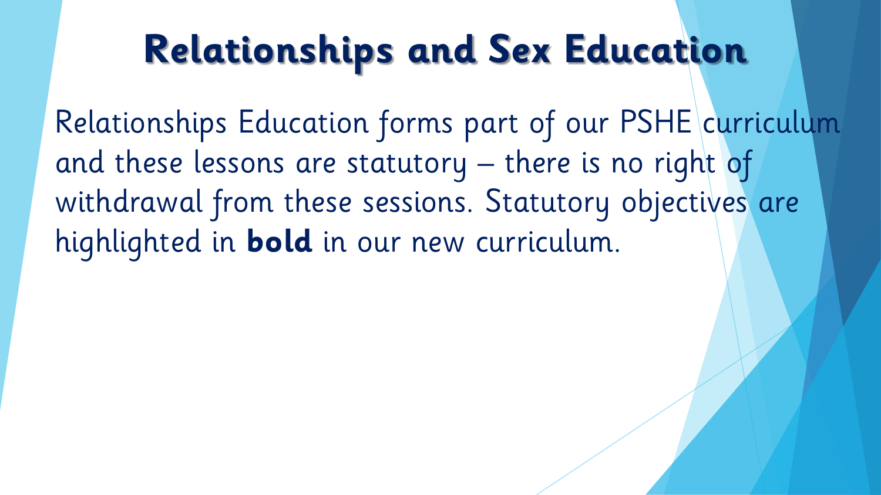# Relationships and Sex Education

Relationships Education forms part of our PSHE curriculum and these lessons are statutory – there is no right of withdrawal from these sessions. Statutory objectives are highlighted in **bold** in our new curriculum.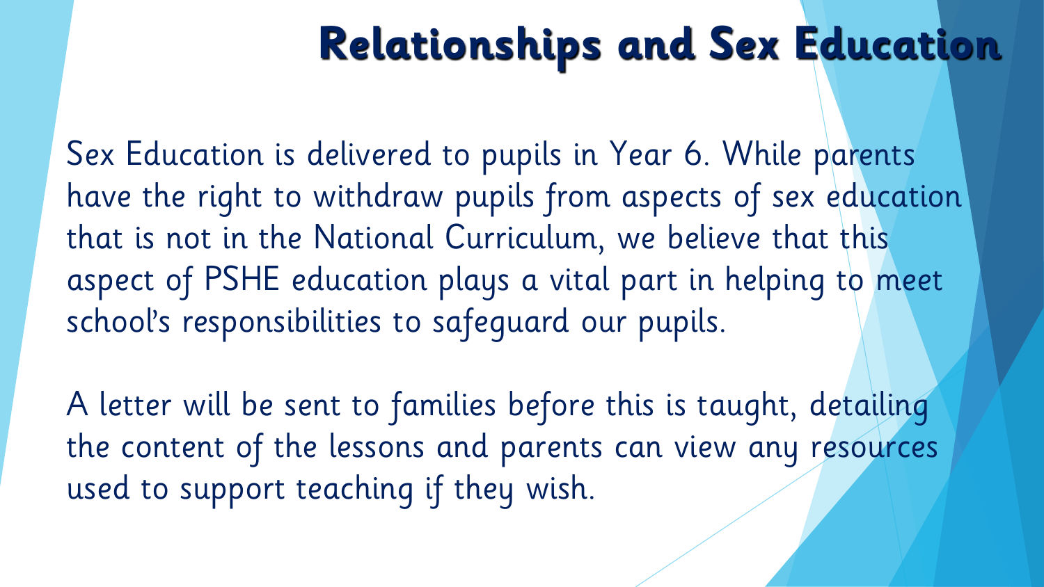# Relationships and Sex Education

Sex Education is delivered to pupils in Year 6. While parents have the right to withdraw pupils from aspects of sex education that is not in the National Curriculum, we believe that this aspect of PSHE education plays a vital part in helping to meet school's responsibilities to safeguard our pupils.

A letter will be sent to families before this is taught, detailing the content of the lessons and parents can view any resources used to support teaching if they wish.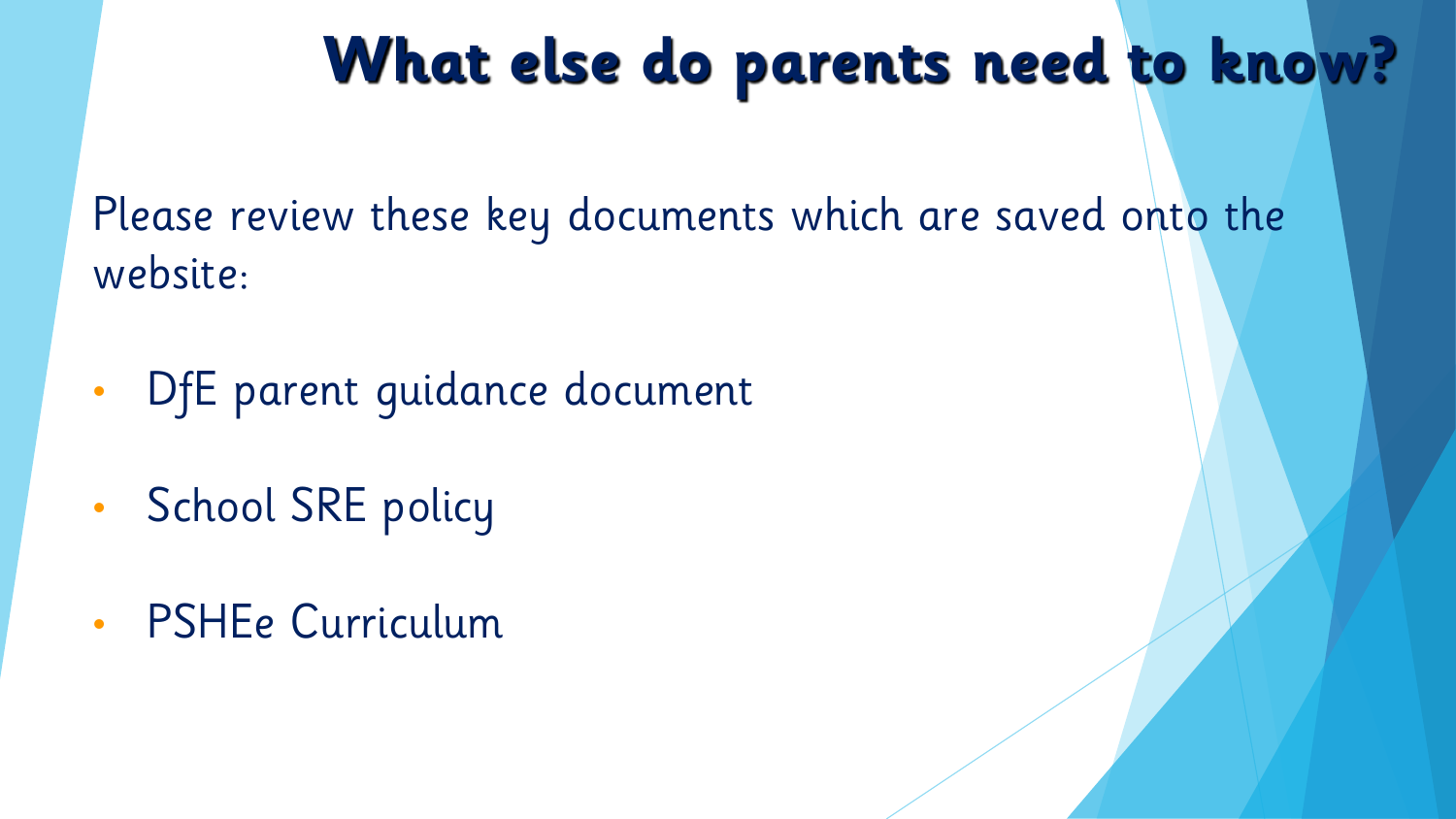# What else do parents need to know?

Please review these key documents which are saved onto the website:

- DfE parent guidance document
- School SRE policy
- PSHEe Curriculum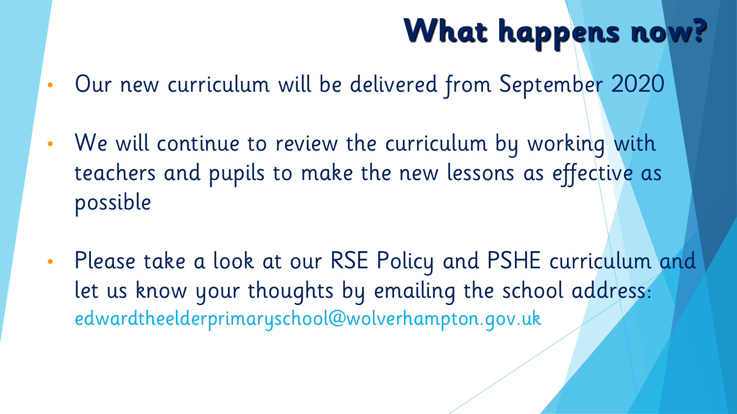# What happens now?

- Our new curriculum will be delivered from September 2020
- We will continue to review the curriculum by working with teachers and pupils to make the new lessons as effective as possible
- Please take a look at our RSE Policy and PSHE curriculum and let us know your thoughts by emailing the school address: edwardtheelderprimaryschool@wolverhampton.gov.uk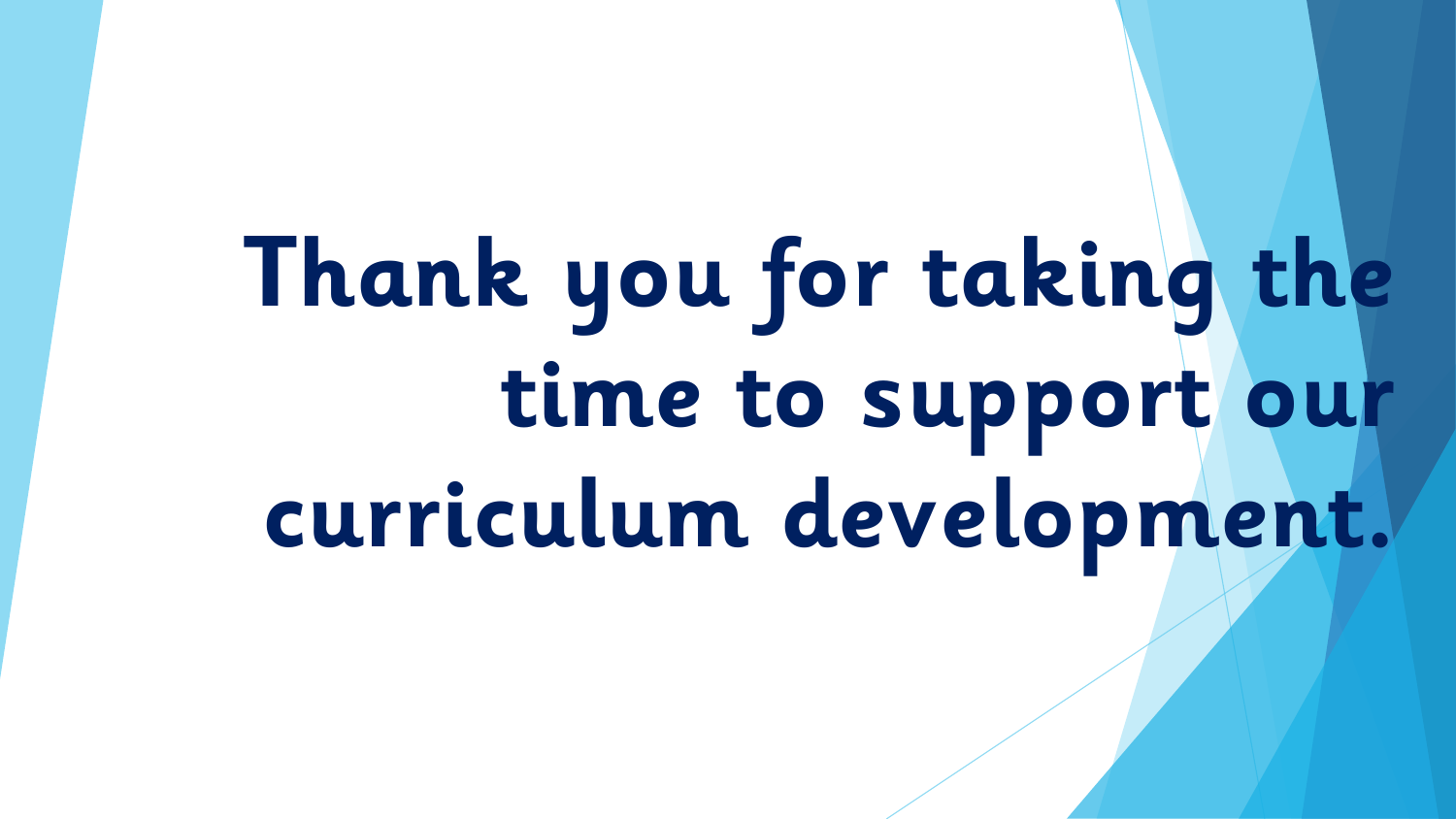# Thank you for taking the time to support our curriculum development.